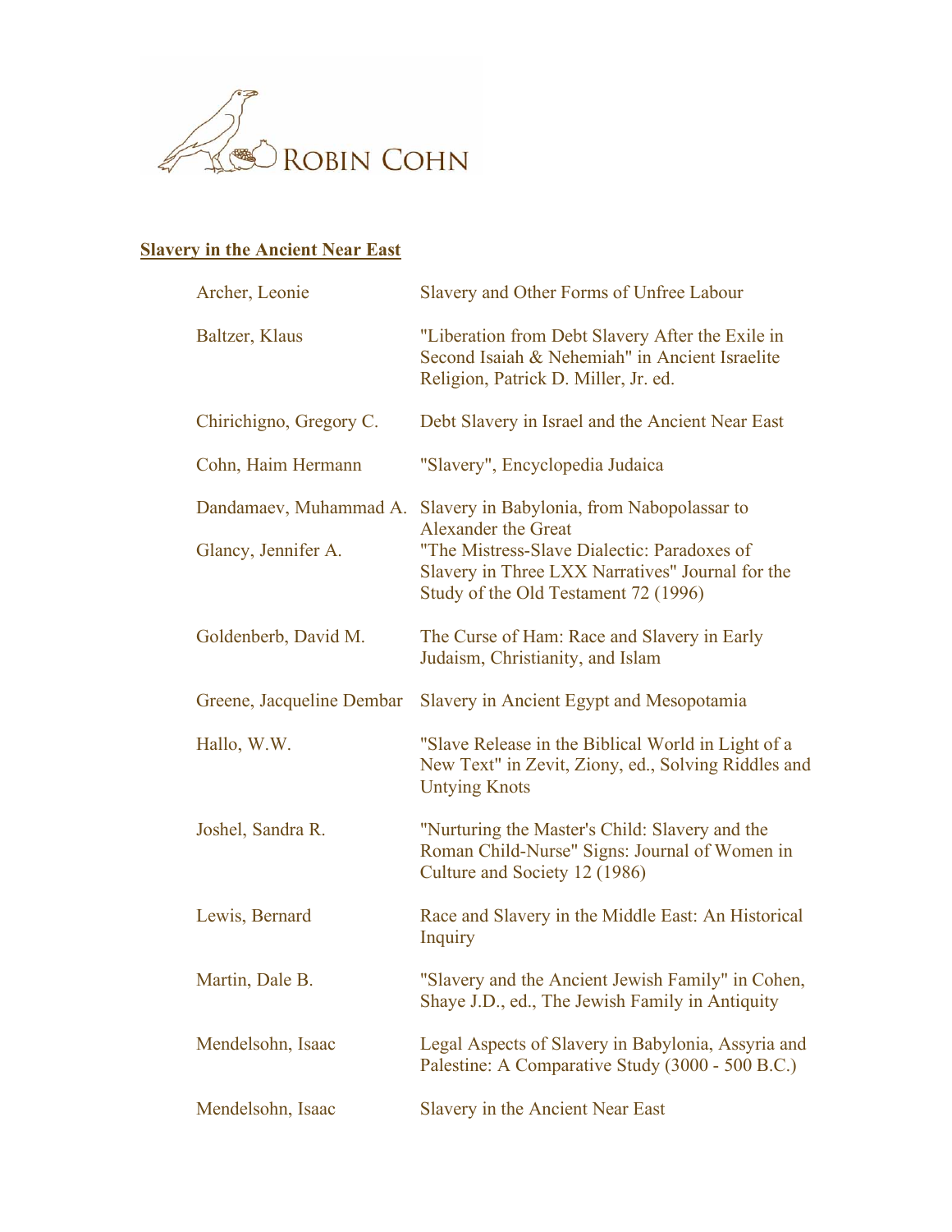ROBIN COHN

## Slavery in the Ancient Near East

| | |
|---|---|
| Archer, Leonie | Slavery and Other Forms of Unfree Labour |
| Baltzer, Klaus | "Liberation from Debt Slavery After the Exile in Second Isaiah & Nehemiah" in Ancient Israelite Religion, Patrick D. Miller, Jr. ed. |
| Chirichigno, Gregory C. | Debt Slavery in Israel and the Ancient Near East |
| Cohn, Haim Hermann | "Slavery", Encyclopedia Judaica |
| Dandamaev, Muhammad A. | Slavery in Babylonia, from Nabopolassar to Alexander the Great |
| Glancy, Jennifer A. | "The Mistress-Slave Dialectic: Paradoxes of Slavery in Three LXX Narratives" Journal for the Study of the Old Testament 72 (1996) |
| Goldenberb, David M. | The Curse of Ham: Race and Slavery in Early Judaism, Christianity, and Islam |
| Greene, Jacqueline Dembar | Slavery in Ancient Egypt and Mesopotamia |
| Hallo, W.W. | "Slave Release in the Biblical World in Light of a New Text" in Zevit, Ziony, ed., Solving Riddles and Untying Knots |
| Joshel, Sandra R. | "Nurturing the Master's Child: Slavery and the Roman Child-Nurse" Signs: Journal of Women in Culture and Society 12 (1986) |
| Lewis, Bernard | Race and Slavery in the Middle East: An Historical Inquiry |
| Martin, Dale B. | "Slavery and the Ancient Jewish Family" in Cohen, Shaye J.D., ed., The Jewish Family in Antiquity |
| Mendelsohn, Isaac | Legal Aspects of Slavery in Babylonia, Assyria and Palestine: A Comparative Study (3000 - 500 B.C.) |
| Mendelsohn, Isaac | Slavery in the Ancient Near East |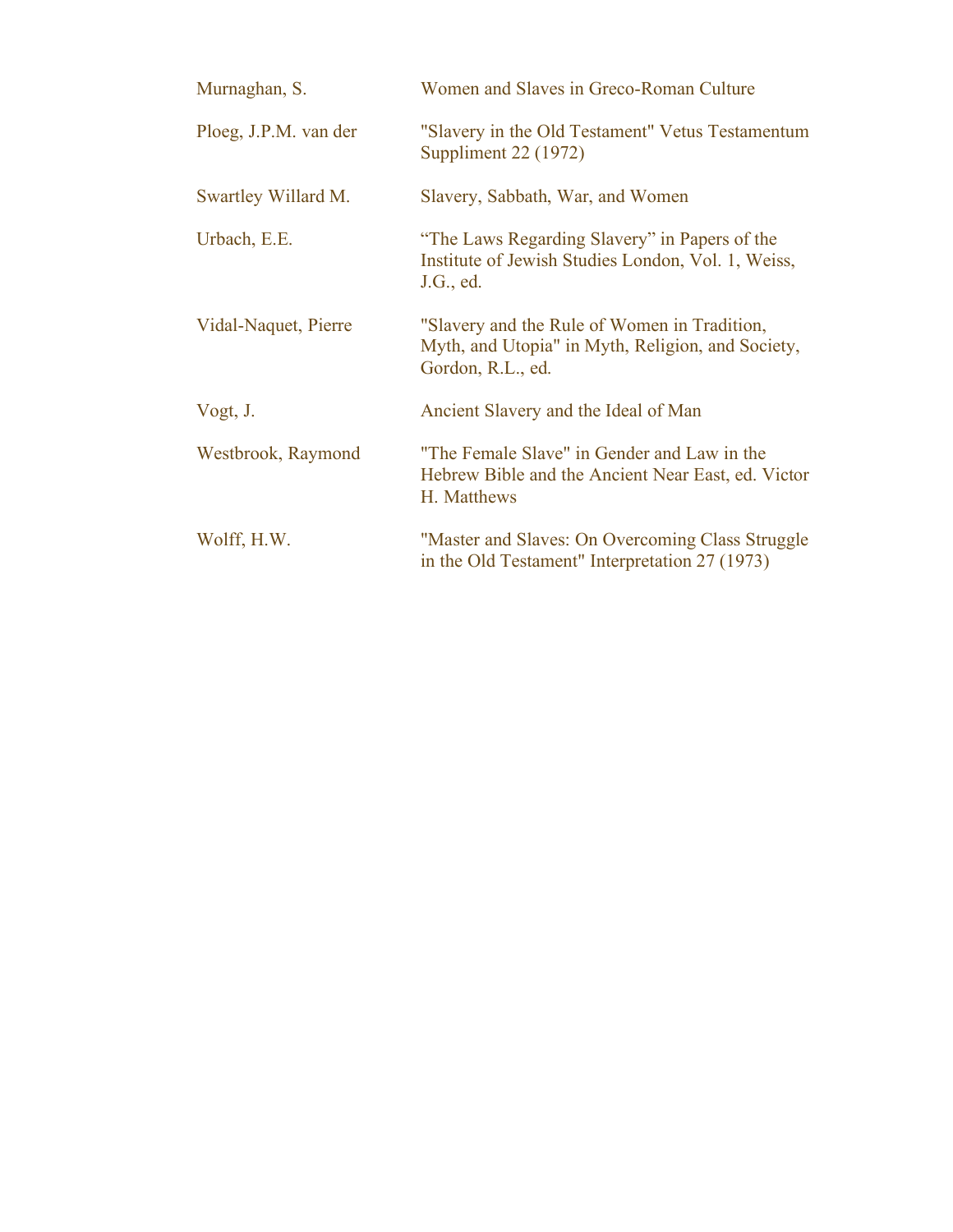| | |
|---|---|
| Murnaghan, S. | Women and Slaves in Greco-Roman Culture |
| Ploeg, J.P.M. van der | "Slavery in the Old Testament" Vetus Testamentum Suppliment 22 (1972) |
| Swartley Willard M. | Slavery, Sabbath, War, and Women |
| Urbach, E.E. | "The Laws Regarding Slavery" in Papers of the Institute of Jewish Studies London, Vol. 1, Weiss, J.G., ed. |
| Vidal-Naquet, Pierre | "Slavery and the Rule of Women in Tradition, Myth, and Utopia" in Myth, Religion, and Society, Gordon, R.L., ed. |
| Vogt, J. | Ancient Slavery and the Ideal of Man |
| Westbrook, Raymond | "The Female Slave" in Gender and Law in the Hebrew Bible and the Ancient Near East, ed. Victor H. Matthews |
| Wolff, H.W. | "Master and Slaves: On Overcoming Class Struggle in the Old Testament" Interpretation 27 (1973) |